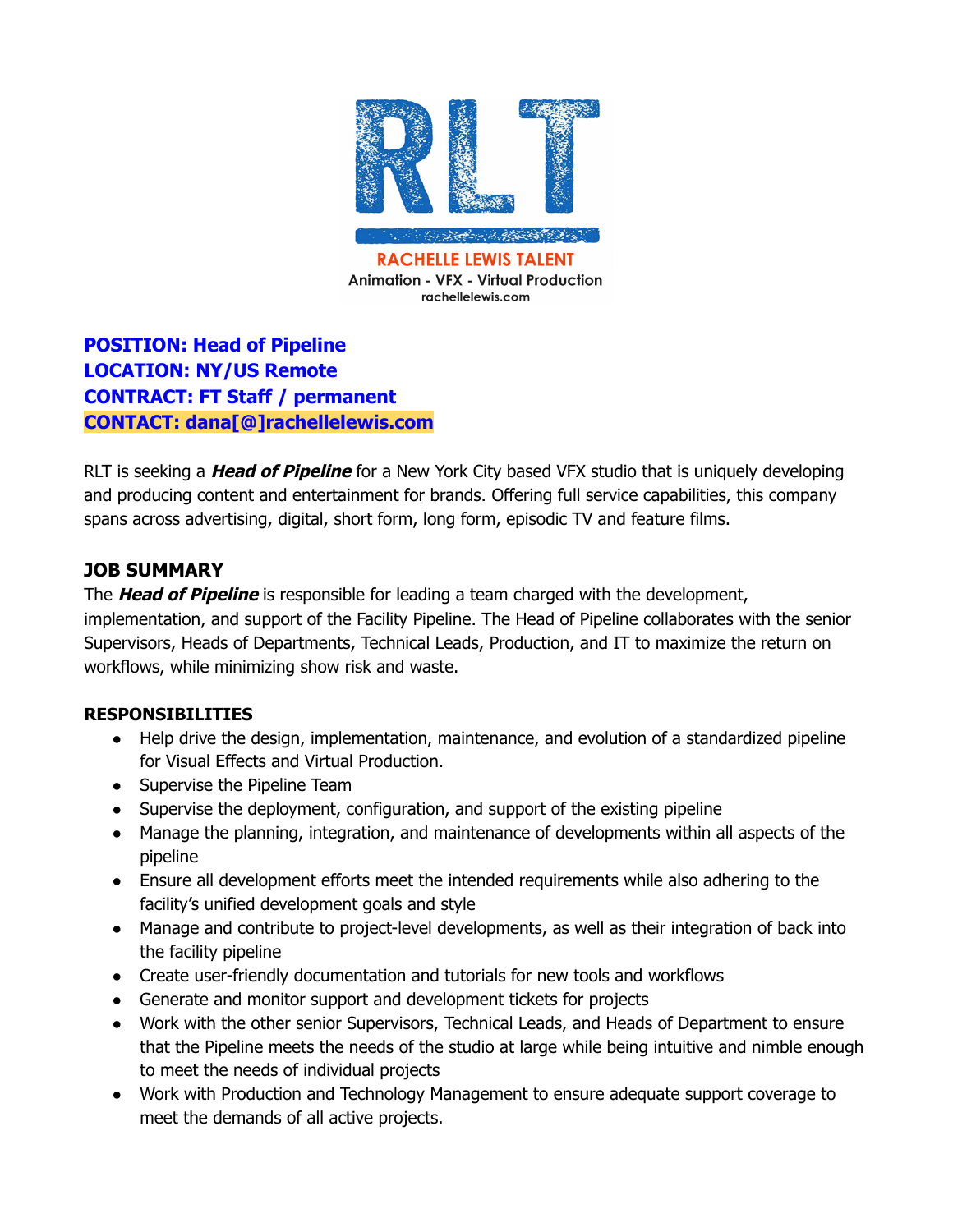RLT

RACHELLE LEWIS TALENT
Animation - VFX - Virtual Production
rachellelewis.com

**POSITION: Head of Pipeline**
**LOCATION: NY/US Remote**
**CONTRACT: FT Staff / permanent**
**CONTACT: dana[@]rachellelewis.com**

RLT is seeking a ***Head of Pipeline*** for a New York City based VFX studio that is uniquely developing and producing content and entertainment for brands. Offering full service capabilities, this company spans across advertising, digital, short form, long form, episodic TV and feature films.

## JOB SUMMARY

The ***Head of Pipeline*** is responsible for leading a team charged with the development, implementation, and support of the Facility Pipeline. The Head of Pipeline collaborates with the senior Supervisors, Heads of Departments, Technical Leads, Production, and IT to maximize the return on workflows, while minimizing show risk and waste.

## RESPONSIBILITIES

- Help drive the design, implementation, maintenance, and evolution of a standardized pipeline for Visual Effects and Virtual Production.
- Supervise the Pipeline Team
- Supervise the deployment, configuration, and support of the existing pipeline
- Manage the planning, integration, and maintenance of developments within all aspects of the pipeline
- Ensure all development efforts meet the intended requirements while also adhering to the facility's unified development goals and style
- Manage and contribute to project-level developments, as well as their integration of back into the facility pipeline
- Create user-friendly documentation and tutorials for new tools and workflows
- Generate and monitor support and development tickets for projects
- Work with the other senior Supervisors, Technical Leads, and Heads of Department to ensure that the Pipeline meets the needs of the studio at large while being intuitive and nimble enough to meet the needs of individual projects
- Work with Production and Technology Management to ensure adequate support coverage to meet the demands of all active projects.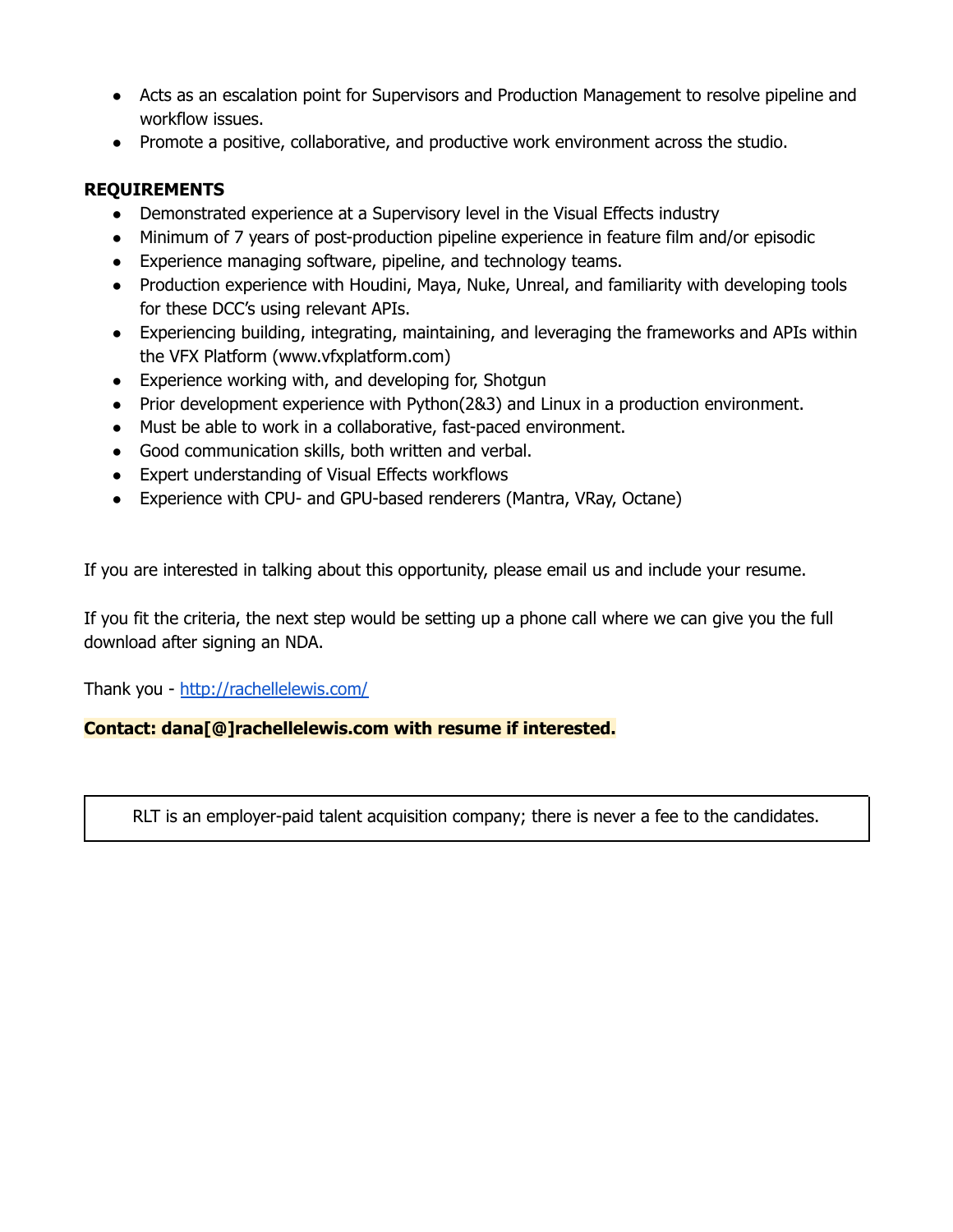- Acts as an escalation point for Supervisors and Production Management to resolve pipeline and workflow issues.
- Promote a positive, collaborative, and productive work environment across the studio.

**REQUIREMENTS**

- Demonstrated experience at a Supervisory level in the Visual Effects industry
- Minimum of 7 years of post-production pipeline experience in feature film and/or episodic
- Experience managing software, pipeline, and technology teams.
- Production experience with Houdini, Maya, Nuke, Unreal, and familiarity with developing tools for these DCC's using relevant APIs.
- Experiencing building, integrating, maintaining, and leveraging the frameworks and APIs within the VFX Platform (www.vfxplatform.com)
- Experience working with, and developing for, Shotgun
- Prior development experience with Python(2&3) and Linux in a production environment.
- Must be able to work in a collaborative, fast-paced environment.
- Good communication skills, both written and verbal.
- Expert understanding of Visual Effects workflows
- Experience with CPU- and GPU-based renderers (Mantra, VRay, Octane)

If you are interested in talking about this opportunity, please email us and include your resume.

If you fit the criteria, the next step would be setting up a phone call where we can give you the full download after signing an NDA.

Thank you - [http://rachellelewis.com/](http://rachellelewis.com/)

**Contact: dana[@]rachellelewis.com with resume if interested.**

RLT is an employer-paid talent acquisition company; there is never a fee to the candidates.